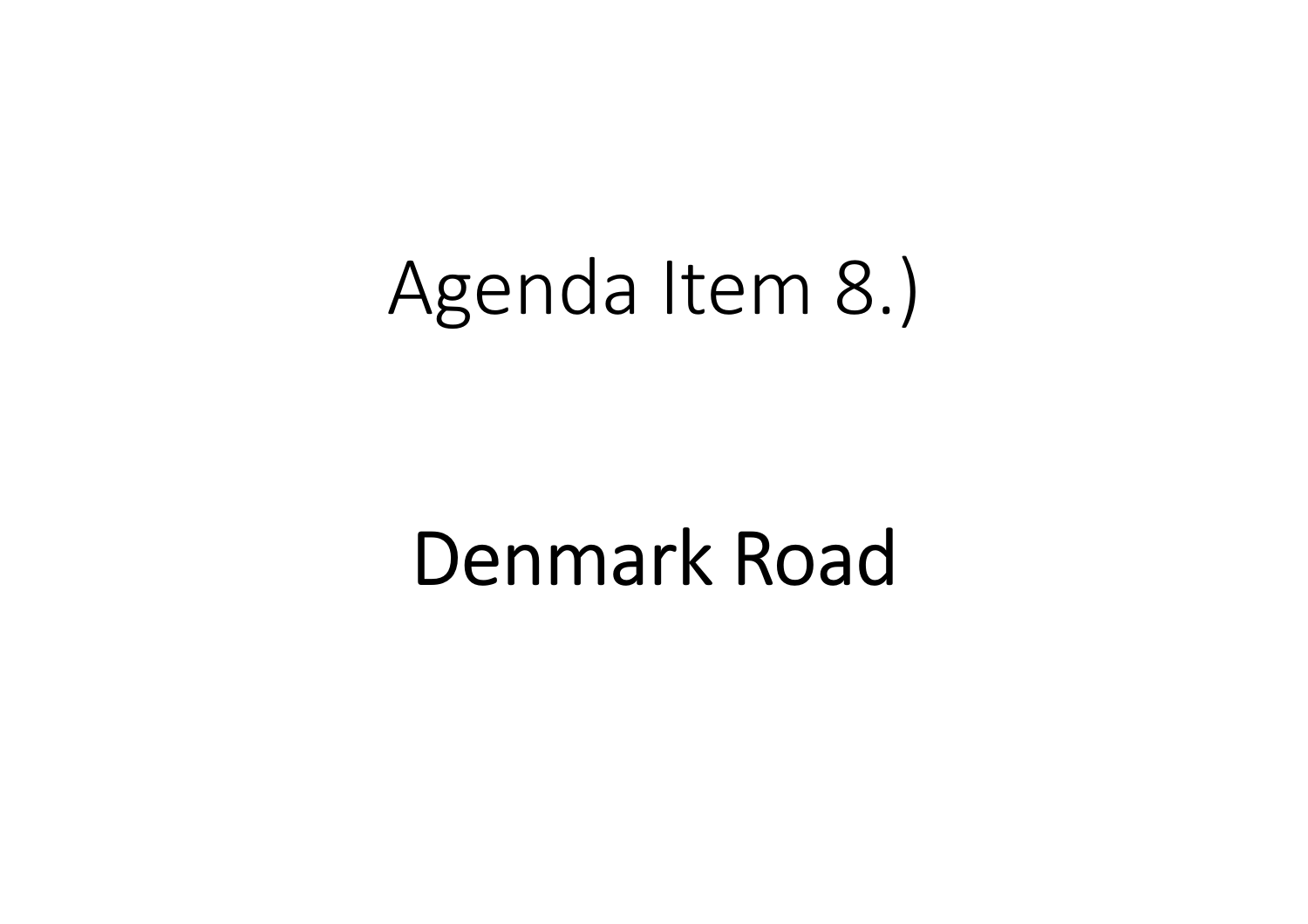# Agenda Item 8.)

# Denmark Road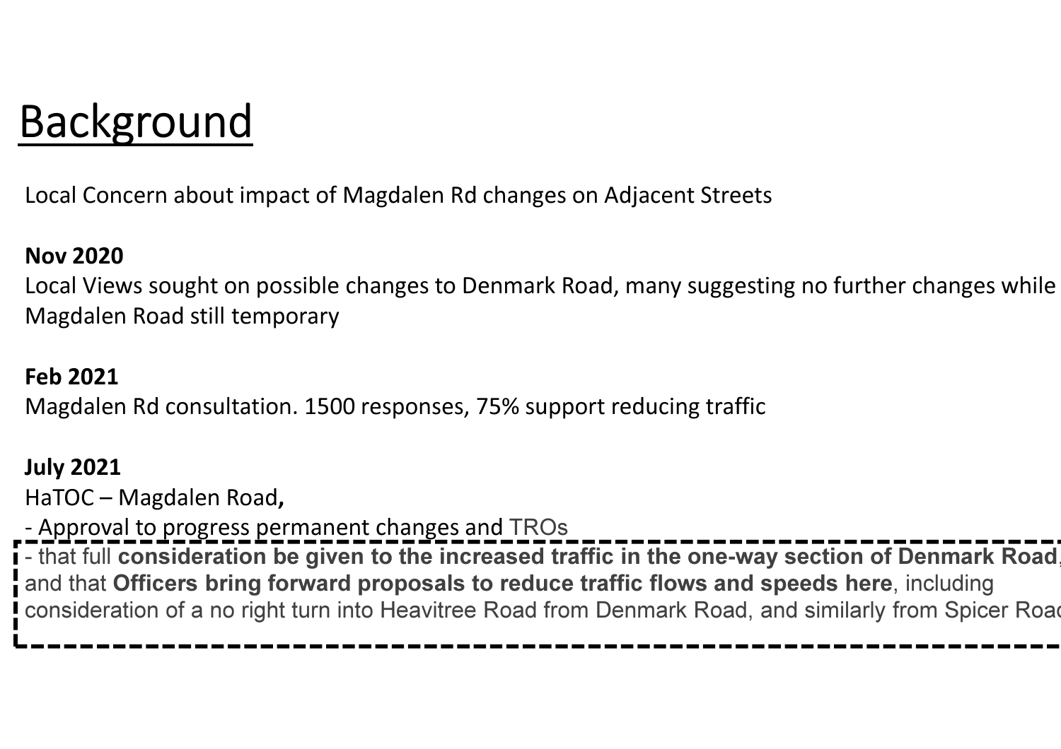# Background

Local Concern about impact of Magdalen Rd changes on Adjacent Streets

**Nov 2020**
Local Views sought on possible changes to Denmark Road, many suggesting no further changes while Magdalen Road still temporary

**Feb 2021**
Magdalen Rd consultation. 1500 responses, 75% support reducing traffic

**July 2021**
HaTOC – Magdalen Road**,**
- Approval to progress permanent changes and TROs
- that full **consideration be given to the increased traffic in the one-way section of Denmark Road**, and that **Officers bring forward proposals to reduce traffic flows and speeds here**, including consideration of a no right turn into Heavitree Road from Denmark Road, and similarly from Spicer Road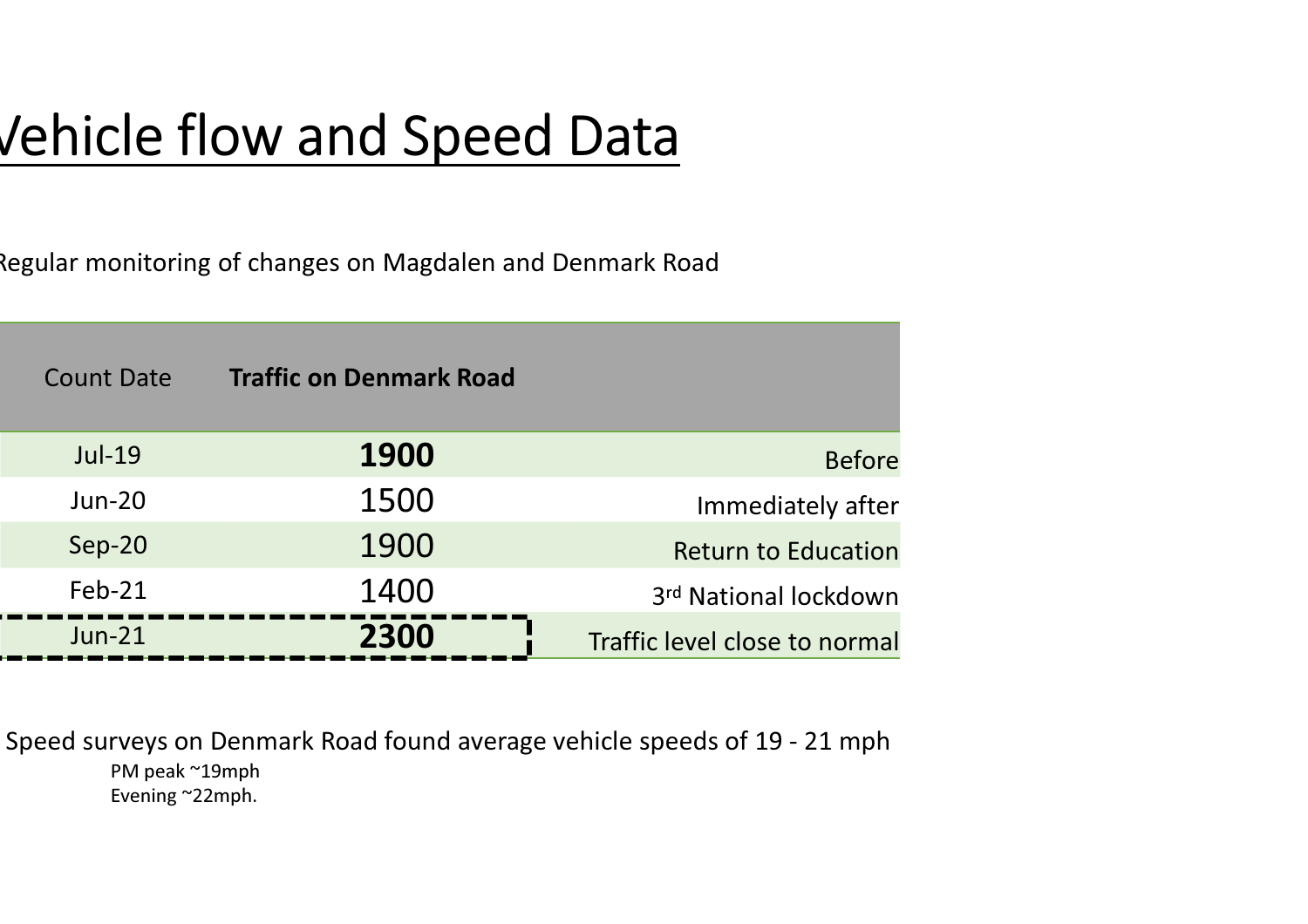# Vehicle flow and Speed Data

Regular monitoring of changes on Magdalen and Denmark Road

| Count Date | Traffic on Denmark Road | |
|---|---|---|
| Jul-19 | **1900** | Before |
| Jun-20 | 1500 | Immediately after |
| Sep-20 | 1900 | Return to Education |
| Feb-21 | 1400 | 3rd National lockdown |
| Jun-21 | **2300** | Traffic level close to normal |

Speed surveys on Denmark Road found average vehicle speeds of 19 - 21 mph

PM peak ~19mph
Evening ~22mph.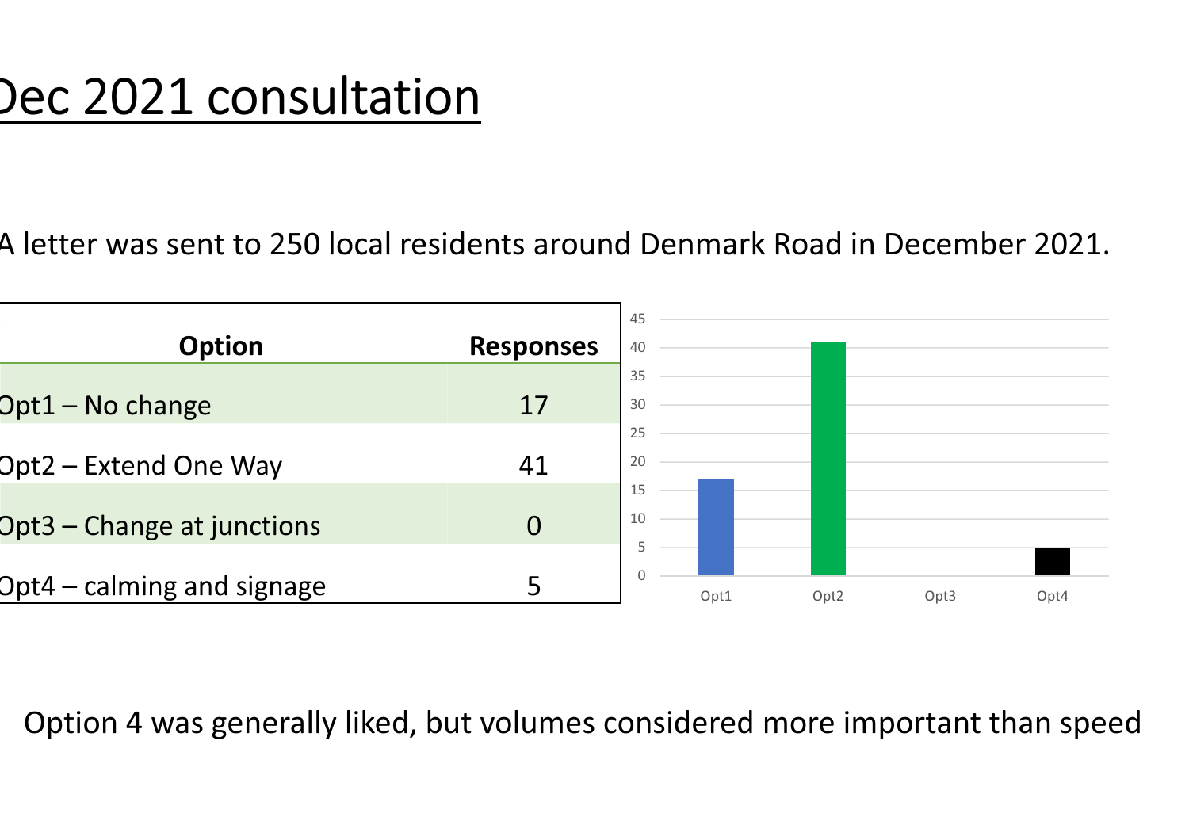# Dec 2021 consultation

A letter was sent to 250 local residents around Denmark Road in December 2021.

| Option | Responses |
|---|---|
| Opt1 – No change | 17 |
| Opt2 – Extend One Way | 41 |
| Opt3 – Change at junctions | 0 |
| Opt4 – calming and signage | 5 |

Option 4 was generally liked, but volumes considered more important than speed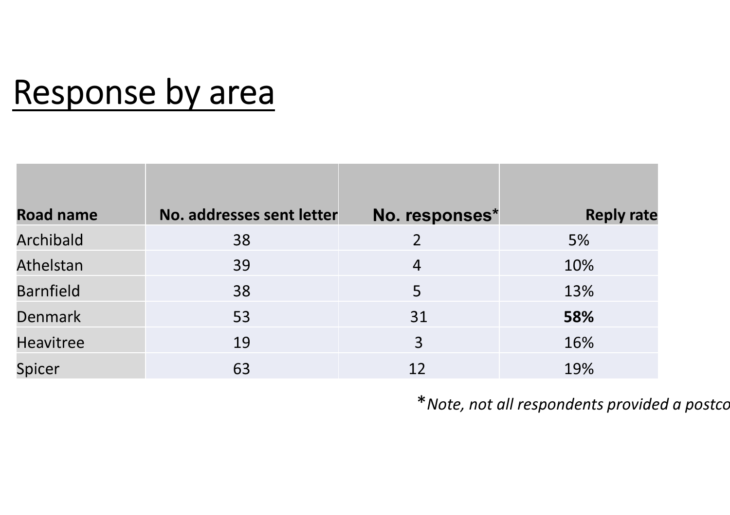# Response by area

| Road name | No. addresses sent letter | No. responses* | Reply rate |
|---|---|---|---|
| Archibald | 38 | 2 | 5% |
| Athelstan | 39 | 4 | 10% |
| Barnfield | 38 | 5 | 13% |
| Denmark | 53 | 31 | **58%** |
| Heavitree | 19 | 3 | 16% |
| Spicer | 63 | 12 | 19% |

**Note, not all respondents provided a postco*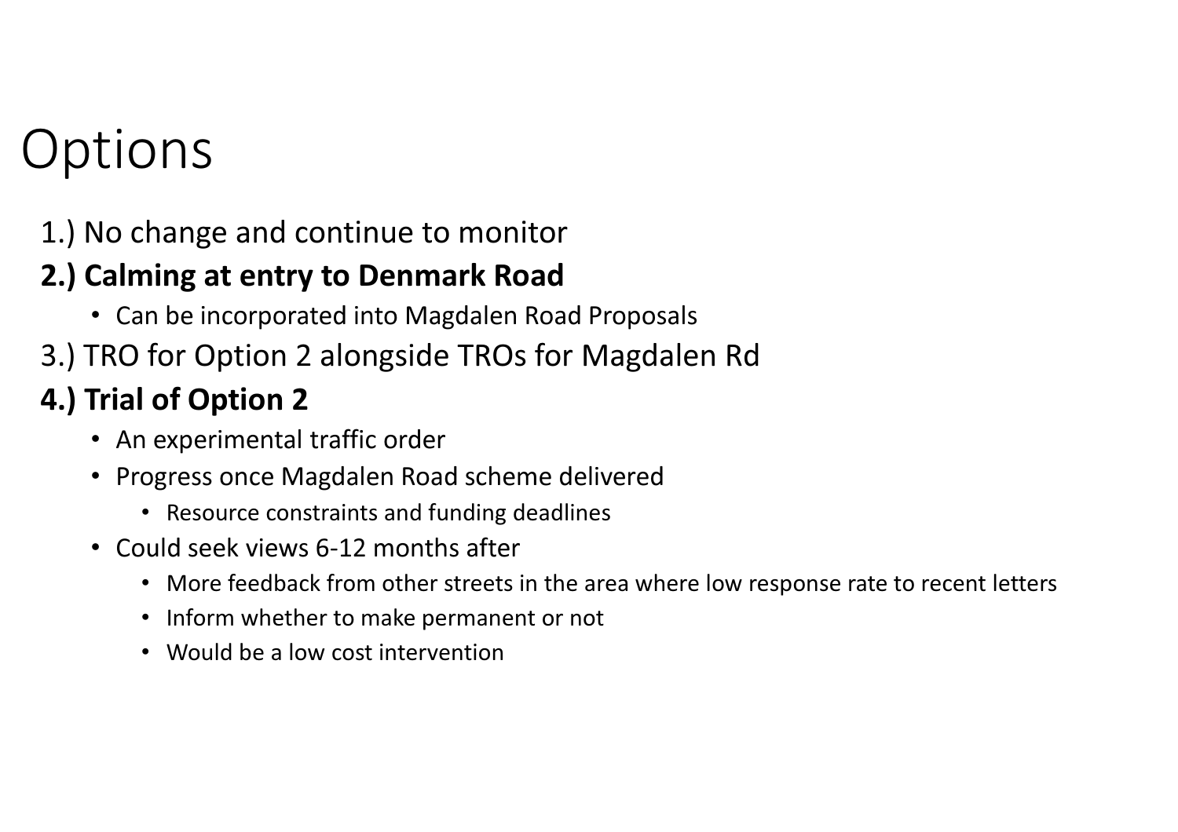# Options

1.) No change and continue to monitor

**2.) Calming at entry to Denmark Road**

- Can be incorporated into Magdalen Road Proposals

3.) TRO for Option 2 alongside TROs for Magdalen Rd

**4.) Trial of Option 2**

- An experimental traffic order
- Progress once Magdalen Road scheme delivered
  - Resource constraints and funding deadlines
- Could seek views 6-12 months after
  - More feedback from other streets in the area where low response rate to recent letters
  - Inform whether to make permanent or not
  - Would be a low cost intervention